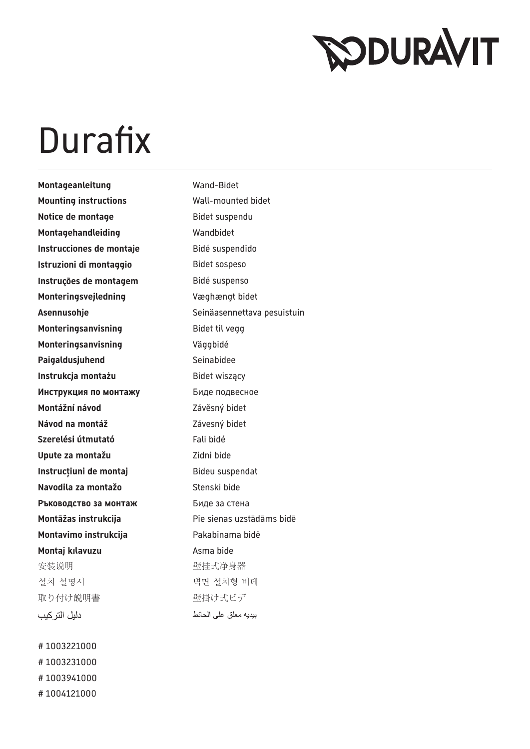DURAVIT

# Durafix

| | |
|---|---|
| **Montageanleitung** | Wand-Bidet |
| **Mounting instructions** | Wall-mounted bidet |
| **Notice de montage** | Bidet suspendu |
| **Montagehandleiding** | Wandbidet |
| **Instrucciones de montaje** | Bidé suspendido |
| **Istruzioni di montaggio** | Bidet sospeso |
| **Instruções de montagem** | Bidé suspenso |
| **Monteringsvejledning** | Væghængt bidet |
| **Asennusohje** | Seinäasennettava pesuistuin |
| **Monteringsanvisning** | Bidet til vegg |
| **Monteringsanvisning** | Väggbidé |
| **Paigaldusjuhend** | Seinabidee |
| **Instrukcja montażu** | Bidet wiszący |
| **Инструкция по монтажу** | Биде подвесное |
| **Montážní návod** | Závěsný bidet |
| **Návod na montáž** | Závesný bidet |
| **Szerelési útmutató** | Fali bidé |
| **Upute za montažu** | Zidni bide |
| **Instrucțiuni de montaj** | Bideu suspendat |
| **Navodila za montažo** | Stenski bide |
| **Ръководство за монтаж** | Биде за стена |
| **Montāžas instrukcija** | Pie sienas uzstādāms bidē |
| **Montavimo instrukcija** | Pakabinama bidė |
| **Montaj kılavuzu** | Asma bide |
| 安装说明 | 壁挂式净身器 |
| 설치 설명서 | 벽면 설치형 비데 |
| 取り付け説明書 | 壁掛け式ビデ |
| دليل التركيب | بيديه معلق على الحائط |

# 1003221000
# 1003231000
# 1003941000
# 1004121000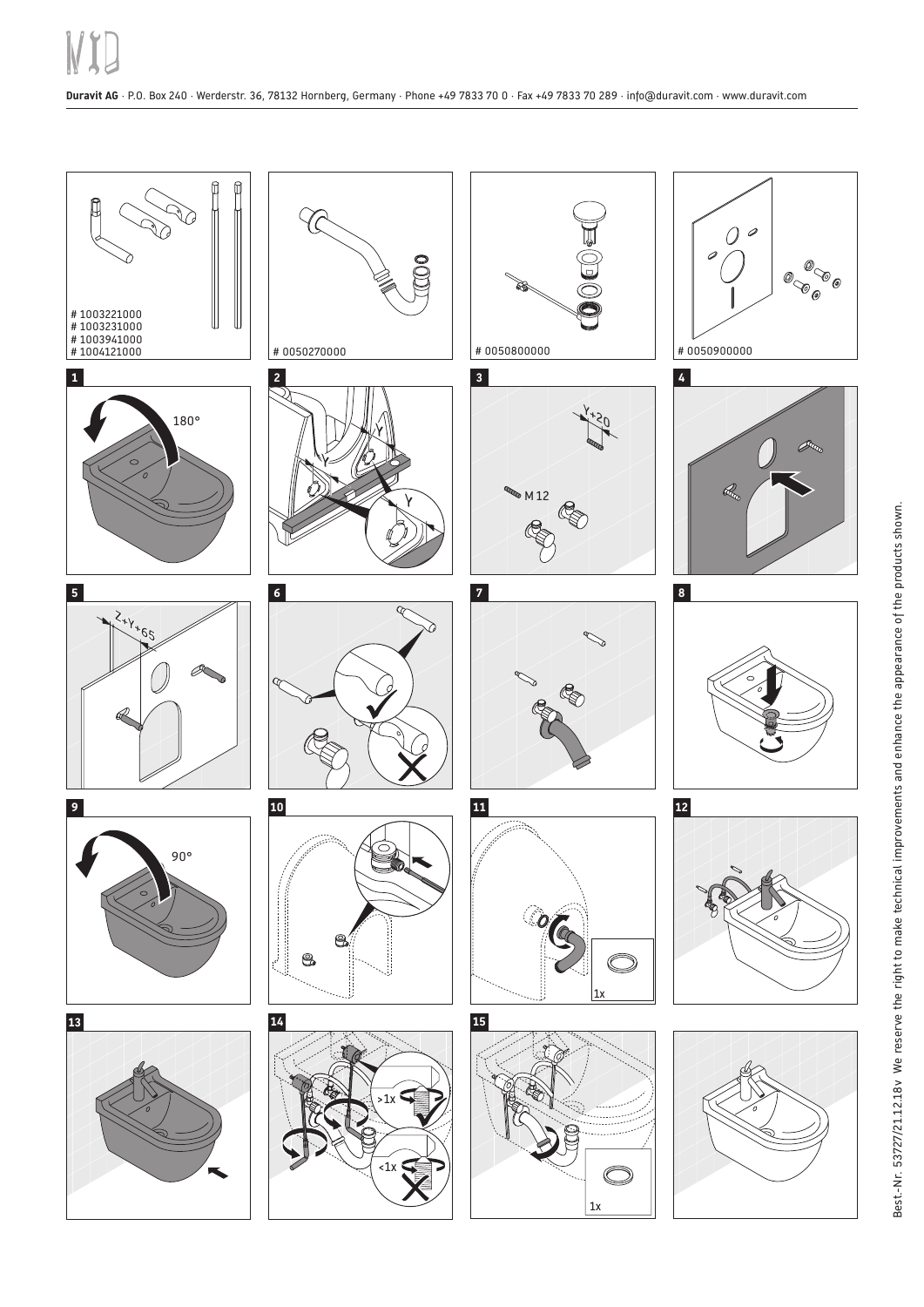**Duravit AG** · P.O. Box 240 · Werderstr. 36, 78132 Hornberg, Germany · Phone +49 7833 70 0 · Fax +49 7833 70 289 · info@duravit.com · www.duravit.com

# 1003221000
# 1003231000
# 1003941000
# 1004121000

# 0050270000

# 0050800000

# 0050900000

1

180°

2

Y

Y

Y

3

Y+20

M 12

4

5

Z+Y+65

6

7

8

9

90°

10

11

1x

12

13

14

>1x

<1x

15

1x

Best.-Nr. 53727/21.12.18v We reserve the right to make technical improvements and enhance the appearance of the products shown.